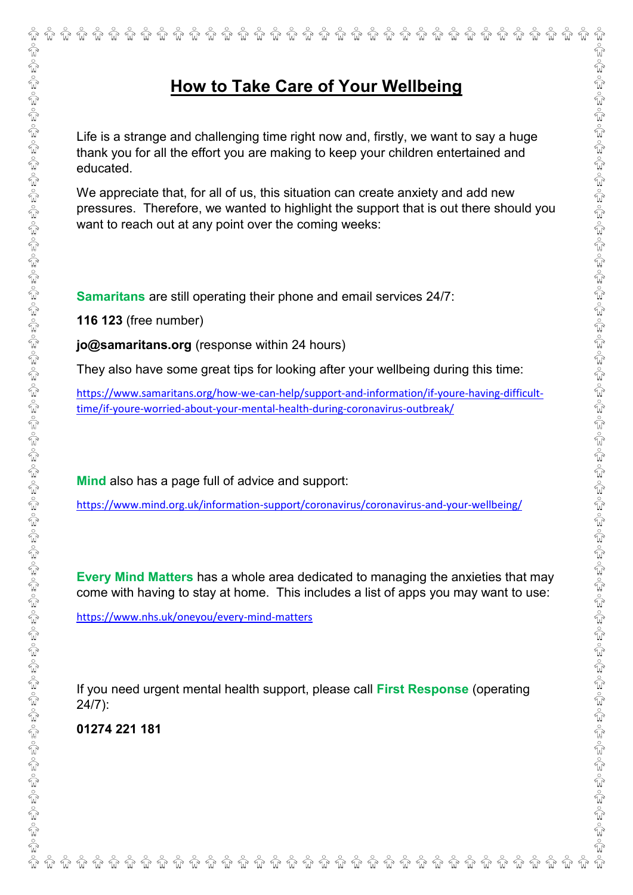# How to Take Care of Your Wellbeing

Life is a strange and challenging time right now and, firstly, we want to say a huge thank you for all the effort you are making to keep your children entertained and educated.

We appreciate that, for all of us, this situation can create anxiety and add new pressures. Therefore, we wanted to highlight the support that is out there should you want to reach out at any point over the coming weeks:

**Samaritans** are still operating their phone and email services 24/7:

**116 123** (free number)

**jo@samaritans.org** (response within 24 hours)

They also have some great tips for looking after your wellbeing during this time:

https://www.samaritans.org/how-we-can-help/support-and-information/if-youre-having-difficult-time/if-youre-worried-about-your-mental-health-during-coronavirus-outbreak/

**Mind** also has a page full of advice and support:

https://www.mind.org.uk/information-support/coronavirus/coronavirus-and-your-wellbeing/

**Every Mind Matters** has a whole area dedicated to managing the anxieties that may come with having to stay at home. This includes a list of apps you may want to use:

https://www.nhs.uk/oneyou/every-mind-matters

If you need urgent mental health support, please call **First Response** (operating 24/7):

**01274 221 181**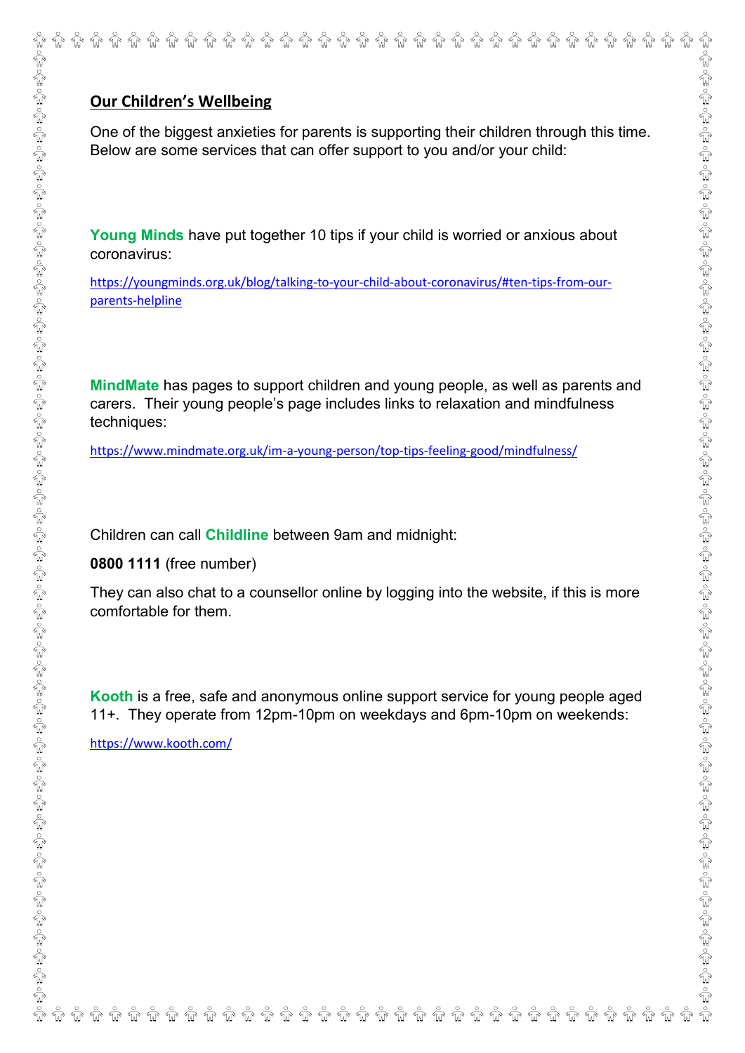## Our Children's Wellbeing

One of the biggest anxieties for parents is supporting their children through this time. Below are some services that can offer support to you and/or your child:

**Young Minds** have put together 10 tips if your child is worried or anxious about coronavirus:

https://youngminds.org.uk/blog/talking-to-your-child-about-coronavirus/#ten-tips-from-our-parents-helpline

**MindMate** has pages to support children and young people, as well as parents and carers. Their young people's page includes links to relaxation and mindfulness techniques:

https://www.mindmate.org.uk/im-a-young-person/top-tips-feeling-good/mindfulness/

Children can call **Childline** between 9am and midnight:

**0800 1111** (free number)

They can also chat to a counsellor online by logging into the website, if this is more comfortable for them.

**Kooth** is a free, safe and anonymous online support service for young people aged 11+. They operate from 12pm-10pm on weekdays and 6pm-10pm on weekends:

https://www.kooth.com/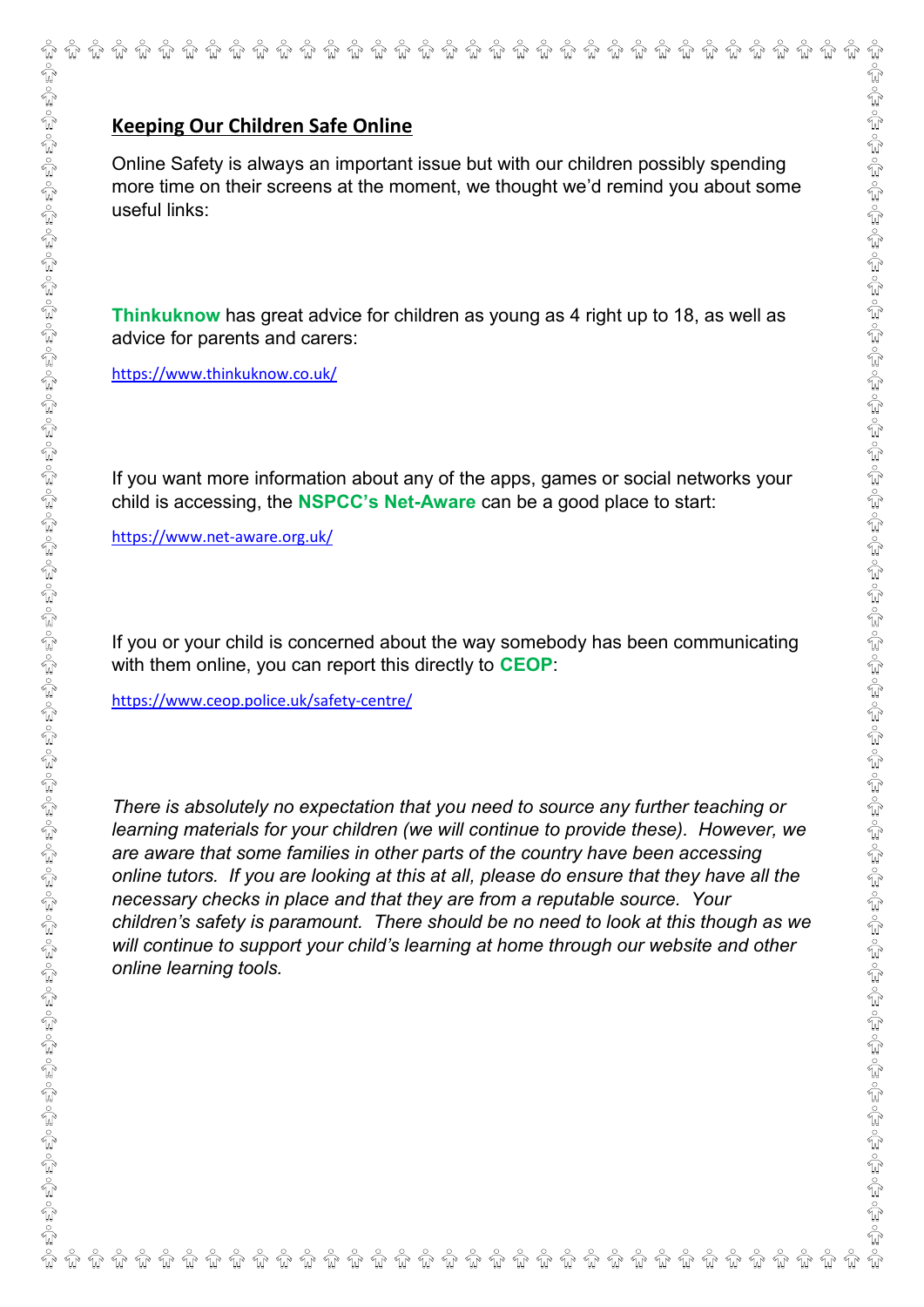## Keeping Our Children Safe Online

Online Safety is always an important issue but with our children possibly spending more time on their screens at the moment, we thought we'd remind you about some useful links:

**Thinkuknow** has great advice for children as young as 4 right up to 18, as well as advice for parents and carers:

https://www.thinkuknow.co.uk/

If you want more information about any of the apps, games or social networks your child is accessing, the **NSPCC's Net-Aware** can be a good place to start:

https://www.net-aware.org.uk/

If you or your child is concerned about the way somebody has been communicating with them online, you can report this directly to **CEOP**:

https://www.ceop.police.uk/safety-centre/

*There is absolutely no expectation that you need to source any further teaching or learning materials for your children (we will continue to provide these). However, we are aware that some families in other parts of the country have been accessing online tutors. If you are looking at this at all, please do ensure that they have all the necessary checks in place and that they are from a reputable source. Your children's safety is paramount. There should be no need to look at this though as we will continue to support your child's learning at home through our website and other online learning tools.*